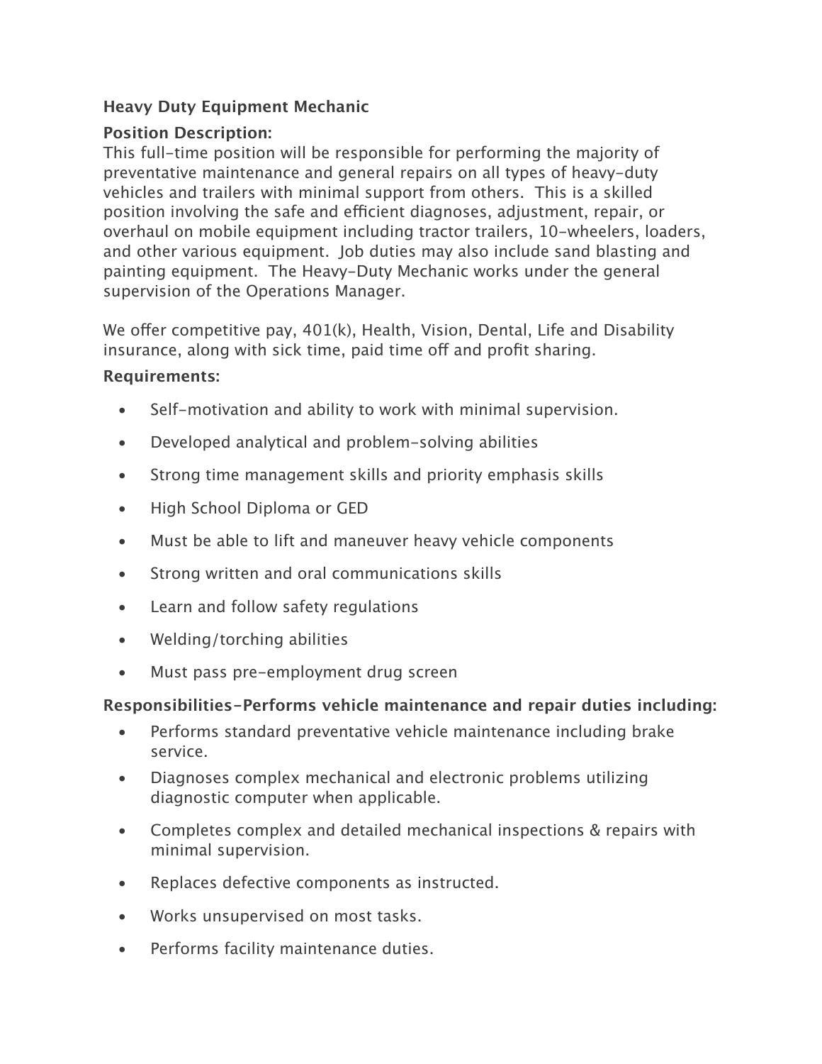**Heavy Duty Equipment Mechanic**

**Position Description:**
This full-time position will be responsible for performing the majority of preventative maintenance and general repairs on all types of heavy-duty vehicles and trailers with minimal support from others. This is a skilled position involving the safe and efficient diagnoses, adjustment, repair, or overhaul on mobile equipment including tractor trailers, 10-wheelers, loaders, and other various equipment. Job duties may also include sand blasting and painting equipment. The Heavy-Duty Mechanic works under the general supervision of the Operations Manager.

We offer competitive pay, 401(k), Health, Vision, Dental, Life and Disability insurance, along with sick time, paid time off and profit sharing.

**Requirements:**

- Self-motivation and ability to work with minimal supervision.
- Developed analytical and problem-solving abilities
- Strong time management skills and priority emphasis skills
- High School Diploma or GED
- Must be able to lift and maneuver heavy vehicle components
- Strong written and oral communications skills
- Learn and follow safety regulations
- Welding/torching abilities
- Must pass pre-employment drug screen

**Responsibilities-Performs vehicle maintenance and repair duties including:**

- Performs standard preventative vehicle maintenance including brake service.
- Diagnoses complex mechanical and electronic problems utilizing diagnostic computer when applicable.
- Completes complex and detailed mechanical inspections & repairs with minimal supervision.
- Replaces defective components as instructed.
- Works unsupervised on most tasks.
- Performs facility maintenance duties.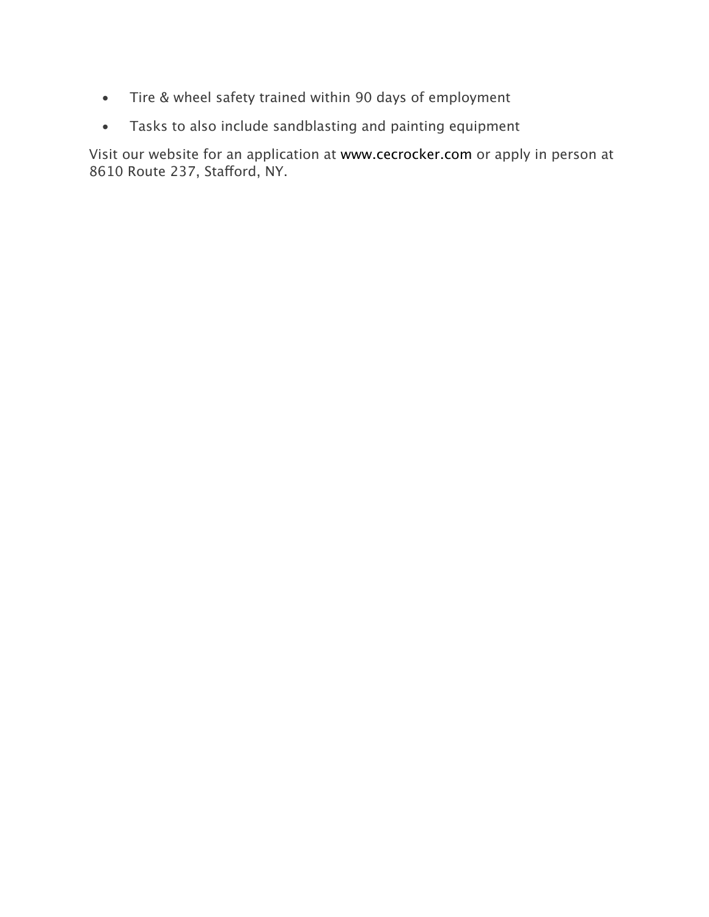- Tire & wheel safety trained within 90 days of employment
- Tasks to also include sandblasting and painting equipment

Visit our website for an application at www.cecrocker.com or apply in person at 8610 Route 237, Stafford, NY.